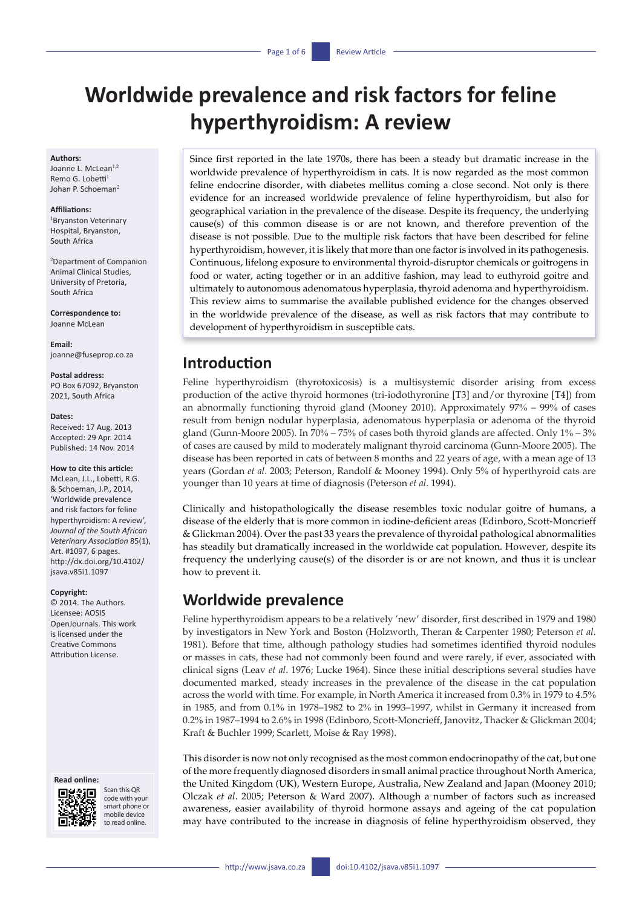# Worldwide prevalence and risk factors for feline hyperthyroidism: A review

**Authors:**
Joanne L. McLean[1,2]
Remo G. Lobetti[1]
Johan P. Schoeman[2]

**Affiliations:**
[1]Bryanston Veterinary Hospital, Bryanston, South Africa

[2]Department of Companion Animal Clinical Studies, University of Pretoria, South Africa

**Correspondence to:**
Joanne McLean

**Email:**
joanne@fuseprop.co.za

**Postal address:**
PO Box 67092, Bryanston 2021, South Africa

**Dates:**
Received: 17 Aug. 2013
Accepted: 29 Apr. 2014
Published: 14 Nov. 2014

**How to cite this article:**
McLean, J.L., Lobetti, R.G. & Schoeman, J.P., 2014, 'Worldwide prevalence and risk factors for feline hyperthyroidism: A review', *Journal of the South African Veterinary Association* 85(1), Art. #1097, 6 pages. http://dx.doi.org/10.4102/jsava.v85i1.1097

**Copyright:**
© 2014. The Authors. Licensee: AOSIS OpenJournals. This work is licensed under the Creative Commons Attribution License.

**Read online:**
Scan this QR code with your smart phone or mobile device to read online.

Since first reported in the late 1970s, there has been a steady but dramatic increase in the worldwide prevalence of hyperthyroidism in cats. It is now regarded as the most common feline endocrine disorder, with diabetes mellitus coming a close second. Not only is there evidence for an increased worldwide prevalence of feline hyperthyroidism, but also for geographical variation in the prevalence of the disease. Despite its frequency, the underlying cause(s) of this common disease is or are not known, and therefore prevention of the disease is not possible. Due to the multiple risk factors that have been described for feline hyperthyroidism, however, it is likely that more than one factor is involved in its pathogenesis. Continuous, lifelong exposure to environmental thyroid-disruptor chemicals or goitrogens in food or water, acting together or in an additive fashion, may lead to euthyroid goitre and ultimately to autonomous adenomatous hyperplasia, thyroid adenoma and hyperthyroidism. This review aims to summarise the available published evidence for the changes observed in the worldwide prevalence of the disease, as well as risk factors that may contribute to development of hyperthyroidism in susceptible cats.

## Introduction

Feline hyperthyroidism (thyrotoxicosis) is a multisystemic disorder arising from excess production of the active thyroid hormones (tri-iodothyronine [T3] and/or thyroxine [T4]) from an abnormally functioning thyroid gland (Mooney 2010). Approximately 97% – 99% of cases result from benign nodular hyperplasia, adenomatous hyperplasia or adenoma of the thyroid gland (Gunn-Moore 2005). In 70% – 75% of cases both thyroid glands are affected. Only 1% – 3% of cases are caused by mild to moderately malignant thyroid carcinoma (Gunn-Moore 2005). The disease has been reported in cats of between 8 months and 22 years of age, with a mean age of 13 years (Gordan *et al*. 2003; Peterson, Randolf & Mooney 1994). Only 5% of hyperthyroid cats are younger than 10 years at time of diagnosis (Peterson *et al*. 1994).

Clinically and histopathologically the disease resembles toxic nodular goitre of humans, a disease of the elderly that is more common in iodine-deficient areas (Edinboro, Scott-Moncrieff & Glickman 2004). Over the past 33 years the prevalence of thyroidal pathological abnormalities has steadily but dramatically increased in the worldwide cat population. However, despite its frequency the underlying cause(s) of the disorder is or are not known, and thus it is unclear how to prevent it.

## Worldwide prevalence

Feline hyperthyroidism appears to be a relatively 'new' disorder, first described in 1979 and 1980 by investigators in New York and Boston (Holzworth, Theran & Carpenter 1980; Peterson *et al*. 1981). Before that time, although pathology studies had sometimes identified thyroid nodules or masses in cats, these had not commonly been found and were rarely, if ever, associated with clinical signs (Leav *et al*. 1976; Lucke 1964). Since these initial descriptions several studies have documented marked, steady increases in the prevalence of the disease in the cat population across the world with time. For example, in North America it increased from 0.3% in 1979 to 4.5% in 1985, and from 0.1% in 1978–1982 to 2% in 1993–1997, whilst in Germany it increased from 0.2% in 1987–1994 to 2.6% in 1998 (Edinboro, Scott-Moncrieff, Janovitz, Thacker & Glickman 2004; Kraft & Buchler 1999; Scarlett, Moise & Ray 1998).

This disorder is now not only recognised as the most common endocrinopathy of the cat, but one of the more frequently diagnosed disorders in small animal practice throughout North America, the United Kingdom (UK), Western Europe, Australia, New Zealand and Japan (Mooney 2010; Olczak *et al*. 2005; Peterson & Ward 2007). Although a number of factors such as increased awareness, easier availability of thyroid hormone assays and ageing of the cat population may have contributed to the increase in diagnosis of feline hyperthyroidism observed, they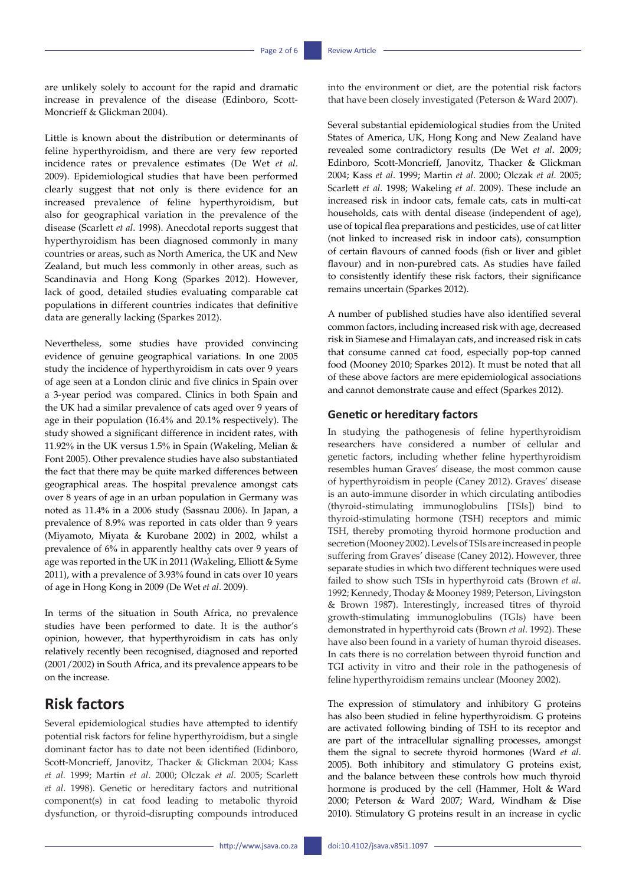are unlikely solely to account for the rapid and dramatic increase in prevalence of the disease (Edinboro, Scott-Moncrieff & Glickman 2004).

Little is known about the distribution or determinants of feline hyperthyroidism, and there are very few reported incidence rates or prevalence estimates (De Wet *et al*. 2009). Epidemiological studies that have been performed clearly suggest that not only is there evidence for an increased prevalence of feline hyperthyroidism, but also for geographical variation in the prevalence of the disease (Scarlett *et al*. 1998). Anecdotal reports suggest that hyperthyroidism has been diagnosed commonly in many countries or areas, such as North America, the UK and New Zealand, but much less commonly in other areas, such as Scandinavia and Hong Kong (Sparkes 2012). However, lack of good, detailed studies evaluating comparable cat populations in different countries indicates that definitive data are generally lacking (Sparkes 2012).

Nevertheless, some studies have provided convincing evidence of genuine geographical variations. In one 2005 study the incidence of hyperthyroidism in cats over 9 years of age seen at a London clinic and five clinics in Spain over a 3-year period was compared. Clinics in both Spain and the UK had a similar prevalence of cats aged over 9 years of age in their population (16.4% and 20.1% respectively). The study showed a significant difference in incident rates, with 11.92% in the UK versus 1.5% in Spain (Wakeling, Melian & Font 2005). Other prevalence studies have also substantiated the fact that there may be quite marked differences between geographical areas. The hospital prevalence amongst cats over 8 years of age in an urban population in Germany was noted as 11.4% in a 2006 study (Sassnau 2006). In Japan, a prevalence of 8.9% was reported in cats older than 9 years (Miyamoto, Miyata & Kurobane 2002) in 2002, whilst a prevalence of 6% in apparently healthy cats over 9 years of age was reported in the UK in 2011 (Wakeling, Elliott & Syme 2011), with a prevalence of 3.93% found in cats over 10 years of age in Hong Kong in 2009 (De Wet *et al*. 2009).

In terms of the situation in South Africa, no prevalence studies have been performed to date. It is the author's opinion, however, that hyperthyroidism in cats has only relatively recently been recognised, diagnosed and reported (2001/2002) in South Africa, and its prevalence appears to be on the increase.

# Risk factors

Several epidemiological studies have attempted to identify potential risk factors for feline hyperthyroidism, but a single dominant factor has to date not been identified (Edinboro, Scott-Moncrieff, Janovitz, Thacker & Glickman 2004; Kass *et al*. 1999; Martin *et al*. 2000; Olczak *et al*. 2005; Scarlett *et al*. 1998). Genetic or hereditary factors and nutritional component(s) in cat food leading to metabolic thyroid dysfunction, or thyroid-disrupting compounds introduced into the environment or diet, are the potential risk factors that have been closely investigated (Peterson & Ward 2007).

Several substantial epidemiological studies from the United States of America, UK, Hong Kong and New Zealand have revealed some contradictory results (De Wet *et al*. 2009; Edinboro, Scott-Moncrieff, Janovitz, Thacker & Glickman 2004; Kass *et al*. 1999; Martin *et al*. 2000; Olczak *et al*. 2005; Scarlett *et al*. 1998; Wakeling *et al*. 2009). These include an increased risk in indoor cats, female cats, cats in multi-cat households, cats with dental disease (independent of age), use of topical flea preparations and pesticides, use of cat litter (not linked to increased risk in indoor cats), consumption of certain flavours of canned foods (fish or liver and giblet flavour) and in non-purebred cats. As studies have failed to consistently identify these risk factors, their significance remains uncertain (Sparkes 2012).

A number of published studies have also identified several common factors, including increased risk with age, decreased risk in Siamese and Himalayan cats, and increased risk in cats that consume canned cat food, especially pop-top canned food (Mooney 2010; Sparkes 2012). It must be noted that all of these above factors are mere epidemiological associations and cannot demonstrate cause and effect (Sparkes 2012).

## Genetic or hereditary factors

In studying the pathogenesis of feline hyperthyroidism researchers have considered a number of cellular and genetic factors, including whether feline hyperthyroidism resembles human Graves' disease, the most common cause of hyperthyroidism in people (Caney 2012). Graves' disease is an auto-immune disorder in which circulating antibodies (thyroid-stimulating immunoglobulins [TSIs]) bind to thyroid-stimulating hormone (TSH) receptors and mimic TSH, thereby promoting thyroid hormone production and secretion (Mooney 2002). Levels of TSIs are increased in people suffering from Graves' disease (Caney 2012). However, three separate studies in which two different techniques were used failed to show such TSIs in hyperthyroid cats (Brown *et al*. 1992; Kennedy, Thoday & Mooney 1989; Peterson, Livingston & Brown 1987). Interestingly, increased titres of thyroid growth-stimulating immunoglobulins (TGIs) have been demonstrated in hyperthyroid cats (Brown *et al*. 1992). These have also been found in a variety of human thyroid diseases. In cats there is no correlation between thyroid function and TGI activity in vitro and their role in the pathogenesis of feline hyperthyroidism remains unclear (Mooney 2002).

The expression of stimulatory and inhibitory G proteins has also been studied in feline hyperthyroidism. G proteins are activated following binding of TSH to its receptor and are part of the intracellular signalling processes, amongst them the signal to secrete thyroid hormones (Ward *et al*. 2005). Both inhibitory and stimulatory G proteins exist, and the balance between these controls how much thyroid hormone is produced by the cell (Hammer, Holt & Ward 2000; Peterson & Ward 2007; Ward, Windham & Dise 2010). Stimulatory G proteins result in an increase in cyclic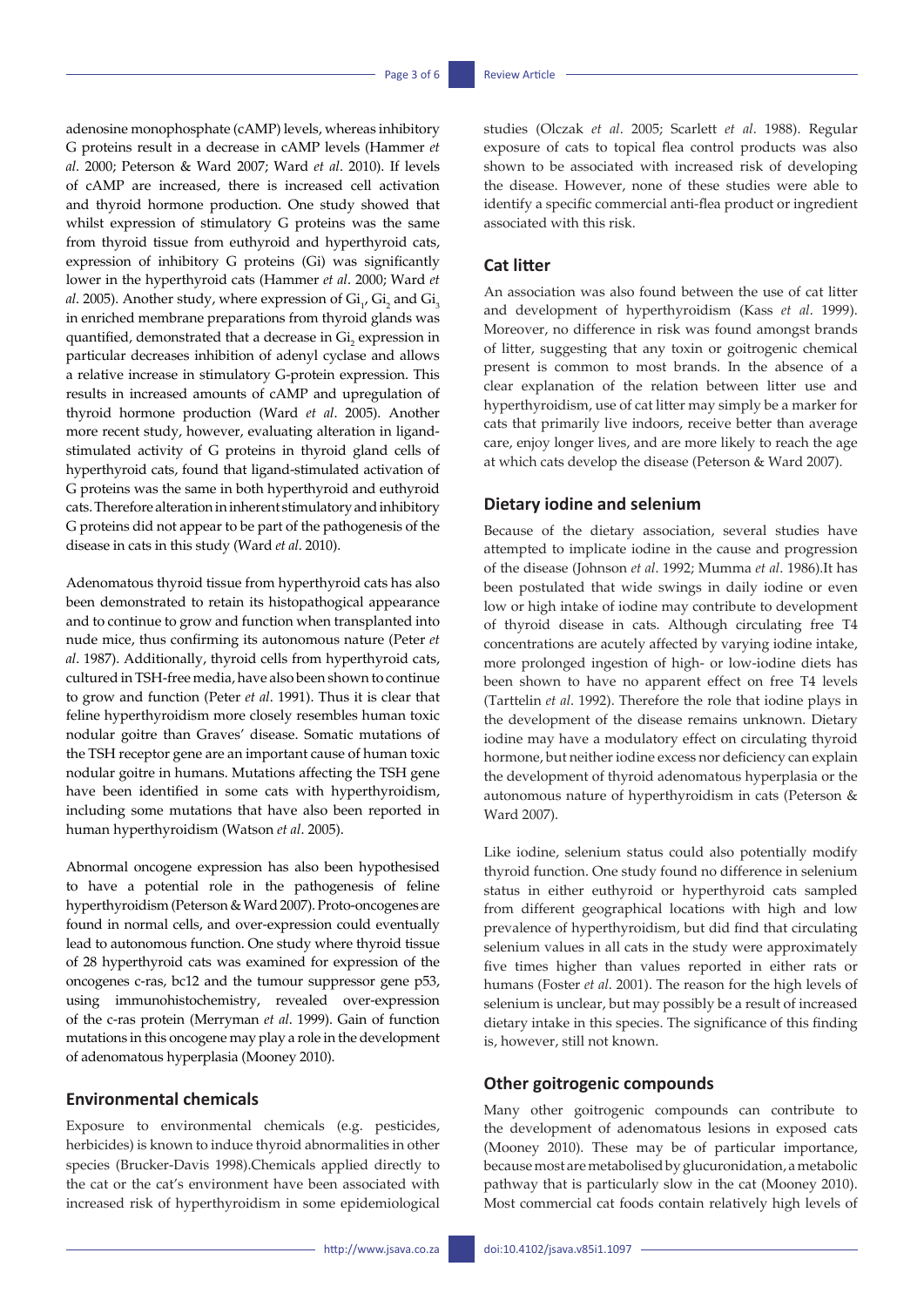adenosine monophosphate (cAMP) levels, whereas inhibitory G proteins result in a decrease in cAMP levels (Hammer *et al*. 2000; Peterson & Ward 2007; Ward *et al*. 2010). If levels of cAMP are increased, there is increased cell activation and thyroid hormone production. One study showed that whilst expression of stimulatory G proteins was the same from thyroid tissue from euthyroid and hyperthyroid cats, expression of inhibitory G proteins (Gi) was significantly lower in the hyperthyroid cats (Hammer *et al*. 2000; Ward *et al*. 2005). Another study, where expression of $Gi_1$, $Gi_2$ and $Gi_3$ in enriched membrane preparations from thyroid glands was quantified, demonstrated that a decrease in $Gi_2$ expression in particular decreases inhibition of adenyl cyclase and allows a relative increase in stimulatory G-protein expression. This results in increased amounts of cAMP and upregulation of thyroid hormone production (Ward *et al*. 2005). Another more recent study, however, evaluating alteration in ligand-stimulated activity of G proteins in thyroid gland cells of hyperthyroid cats, found that ligand-stimulated activation of G proteins was the same in both hyperthyroid and euthyroid cats. Therefore alteration in inherent stimulatory and inhibitory G proteins did not appear to be part of the pathogenesis of the disease in cats in this study (Ward *et al*. 2010).

Adenomatous thyroid tissue from hyperthyroid cats has also been demonstrated to retain its histopathological appearance and to continue to grow and function when transplanted into nude mice, thus confirming its autonomous nature (Peter *et al*. 1987). Additionally, thyroid cells from hyperthyroid cats, cultured in TSH-free media, have also been shown to continue to grow and function (Peter *et al*. 1991). Thus it is clear that feline hyperthyroidism more closely resembles human toxic nodular goitre than Graves' disease. Somatic mutations of the TSH receptor gene are an important cause of human toxic nodular goitre in humans. Mutations affecting the TSH gene have been identified in some cats with hyperthyroidism, including some mutations that have also been reported in human hyperthyroidism (Watson *et al*. 2005).

Abnormal oncogene expression has also been hypothesised to have a potential role in the pathogenesis of feline hyperthyroidism (Peterson & Ward 2007). Proto-oncogenes are found in normal cells, and over-expression could eventually lead to autonomous function. One study where thyroid tissue of 28 hyperthyroid cats was examined for expression of the oncogenes c-ras, bc12 and the tumour suppressor gene p53, using immunohistochemistry, revealed over-expression of the c-ras protein (Merryman *et al*. 1999). Gain of function mutations in this oncogene may play a role in the development of adenomatous hyperplasia (Mooney 2010).

### Environmental chemicals

Exposure to environmental chemicals (e.g. pesticides, herbicides) is known to induce thyroid abnormalities in other species (Brucker-Davis 1998).Chemicals applied directly to the cat or the cat's environment have been associated with increased risk of hyperthyroidism in some epidemiological studies (Olczak *et al*. 2005; Scarlett *et al*. 1988). Regular exposure of cats to topical flea control products was also shown to be associated with increased risk of developing the disease. However, none of these studies were able to identify a specific commercial anti-flea product or ingredient associated with this risk.

### Cat litter

An association was also found between the use of cat litter and development of hyperthyroidism (Kass *et al*. 1999). Moreover, no difference in risk was found amongst brands of litter, suggesting that any toxin or goitrogenic chemical present is common to most brands. In the absence of a clear explanation of the relation between litter use and hyperthyroidism, use of cat litter may simply be a marker for cats that primarily live indoors, receive better than average care, enjoy longer lives, and are more likely to reach the age at which cats develop the disease (Peterson & Ward 2007).

### Dietary iodine and selenium

Because of the dietary association, several studies have attempted to implicate iodine in the cause and progression of the disease (Johnson *et al*. 1992; Mumma *et al*. 1986).It has been postulated that wide swings in daily iodine or even low or high intake of iodine may contribute to development of thyroid disease in cats. Although circulating free T4 concentrations are acutely affected by varying iodine intake, more prolonged ingestion of high- or low-iodine diets has been shown to have no apparent effect on free T4 levels (Tarttelin *et al*. 1992). Therefore the role that iodine plays in the development of the disease remains unknown. Dietary iodine may have a modulatory effect on circulating thyroid hormone, but neither iodine excess nor deficiency can explain the development of thyroid adenomatous hyperplasia or the autonomous nature of hyperthyroidism in cats (Peterson & Ward 2007).

Like iodine, selenium status could also potentially modify thyroid function. One study found no difference in selenium status in either euthyroid or hyperthyroid cats sampled from different geographical locations with high and low prevalence of hyperthyroidism, but did find that circulating selenium values in all cats in the study were approximately five times higher than values reported in either rats or humans (Foster *et al*. 2001). The reason for the high levels of selenium is unclear, but may possibly be a result of increased dietary intake in this species. The significance of this finding is, however, still not known.

### Other goitrogenic compounds

Many other goitrogenic compounds can contribute to the development of adenomatous lesions in exposed cats (Mooney 2010). These may be of particular importance, because most are metabolised by glucuronidation, a metabolic pathway that is particularly slow in the cat (Mooney 2010). Most commercial cat foods contain relatively high levels of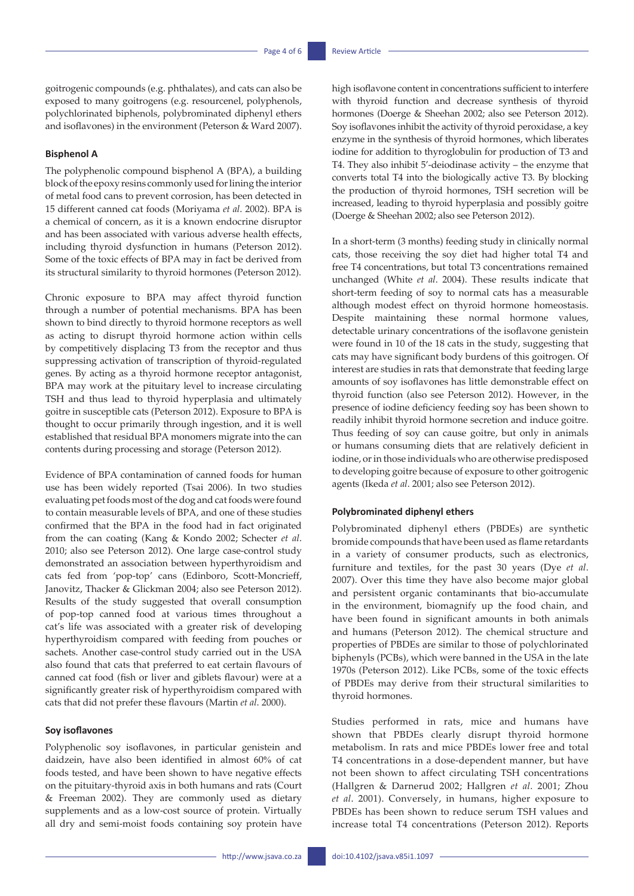goitrogenic compounds (e.g. phthalates), and cats can also be exposed to many goitrogens (e.g. resourcenel, polyphenols, polychlorinated biphenols, polybrominated diphenyl ethers and isoflavones) in the environment (Peterson & Ward 2007).

#### Bisphenol A

The polyphenolic compound bisphenol A (BPA), a building block of the epoxy resins commonly used for lining the interior of metal food cans to prevent corrosion, has been detected in 15 different canned cat foods (Moriyama *et al*. 2002). BPA is a chemical of concern, as it is a known endocrine disruptor and has been associated with various adverse health effects, including thyroid dysfunction in humans (Peterson 2012). Some of the toxic effects of BPA may in fact be derived from its structural similarity to thyroid hormones (Peterson 2012).

Chronic exposure to BPA may affect thyroid function through a number of potential mechanisms. BPA has been shown to bind directly to thyroid hormone receptors as well as acting to disrupt thyroid hormone action within cells by competitively displacing T3 from the receptor and thus suppressing activation of transcription of thyroid-regulated genes. By acting as a thyroid hormone receptor antagonist, BPA may work at the pituitary level to increase circulating TSH and thus lead to thyroid hyperplasia and ultimately goitre in susceptible cats (Peterson 2012). Exposure to BPA is thought to occur primarily through ingestion, and it is well established that residual BPA monomers migrate into the can contents during processing and storage (Peterson 2012).

Evidence of BPA contamination of canned foods for human use has been widely reported (Tsai 2006). In two studies evaluating pet foods most of the dog and cat foods were found to contain measurable levels of BPA, and one of these studies confirmed that the BPA in the food had in fact originated from the can coating (Kang & Kondo 2002; Schecter *et al*. 2010; also see Peterson 2012). One large case-control study demonstrated an association between hyperthyroidism and cats fed from 'pop-top' cans (Edinboro, Scott-Moncrieff, Janovitz, Thacker & Glickman 2004; also see Peterson 2012). Results of the study suggested that overall consumption of pop-top canned food at various times throughout a cat's life was associated with a greater risk of developing hyperthyroidism compared with feeding from pouches or sachets. Another case-control study carried out in the USA also found that cats that preferred to eat certain flavours of canned cat food (fish or liver and giblets flavour) were at a significantly greater risk of hyperthyroidism compared with cats that did not prefer these flavours (Martin *et al*. 2000).

#### Soy isoflavones

Polyphenolic soy isoflavones, in particular genistein and daidzein, have also been identified in almost 60% of cat foods tested, and have been shown to have negative effects on the pituitary-thyroid axis in both humans and rats (Court & Freeman 2002). They are commonly used as dietary supplements and as a low-cost source of protein. Virtually all dry and semi-moist foods containing soy protein have high isoflavone content in concentrations sufficient to interfere with thyroid function and decrease synthesis of thyroid hormones (Doerge & Sheehan 2002; also see Peterson 2012). Soy isoflavones inhibit the activity of thyroid peroxidase, a key enzyme in the synthesis of thyroid hormones, which liberates iodine for addition to thyroglobulin for production of T3 and T4. They also inhibit 5′-deiodinase activity – the enzyme that converts total T4 into the biologically active T3. By blocking the production of thyroid hormones, TSH secretion will be increased, leading to thyroid hyperplasia and possibly goitre (Doerge & Sheehan 2002; also see Peterson 2012).

In a short-term (3 months) feeding study in clinically normal cats, those receiving the soy diet had higher total T4 and free T4 concentrations, but total T3 concentrations remained unchanged (White *et al*. 2004). These results indicate that short-term feeding of soy to normal cats has a measurable although modest effect on thyroid hormone homeostasis. Despite maintaining these normal hormone values, detectable urinary concentrations of the isoflavone genistein were found in 10 of the 18 cats in the study, suggesting that cats may have significant body burdens of this goitrogen. Of interest are studies in rats that demonstrate that feeding large amounts of soy isoflavones has little demonstrable effect on thyroid function (also see Peterson 2012). However, in the presence of iodine deficiency feeding soy has been shown to readily inhibit thyroid hormone secretion and induce goitre. Thus feeding of soy can cause goitre, but only in animals or humans consuming diets that are relatively deficient in iodine, or in those individuals who are otherwise predisposed to developing goitre because of exposure to other goitrogenic agents (Ikeda *et al*. 2001; also see Peterson 2012).

#### Polybrominated diphenyl ethers

Polybrominated diphenyl ethers (PBDEs) are synthetic bromide compounds that have been used as flame retardants in a variety of consumer products, such as electronics, furniture and textiles, for the past 30 years (Dye *et al*. 2007). Over this time they have also become major global and persistent organic contaminants that bio-accumulate in the environment, biomagnify up the food chain, and have been found in significant amounts in both animals and humans (Peterson 2012). The chemical structure and properties of PBDEs are similar to those of polychlorinated biphenyls (PCBs), which were banned in the USA in the late 1970s (Peterson 2012). Like PCBs, some of the toxic effects of PBDEs may derive from their structural similarities to thyroid hormones.

Studies performed in rats, mice and humans have shown that PBDEs clearly disrupt thyroid hormone metabolism. In rats and mice PBDEs lower free and total T4 concentrations in a dose-dependent manner, but have not been shown to affect circulating TSH concentrations (Hallgren & Darnerud 2002; Hallgren *et al*. 2001; Zhou *et al*. 2001). Conversely, in humans, higher exposure to PBDEs has been shown to reduce serum TSH values and increase total T4 concentrations (Peterson 2012). Reports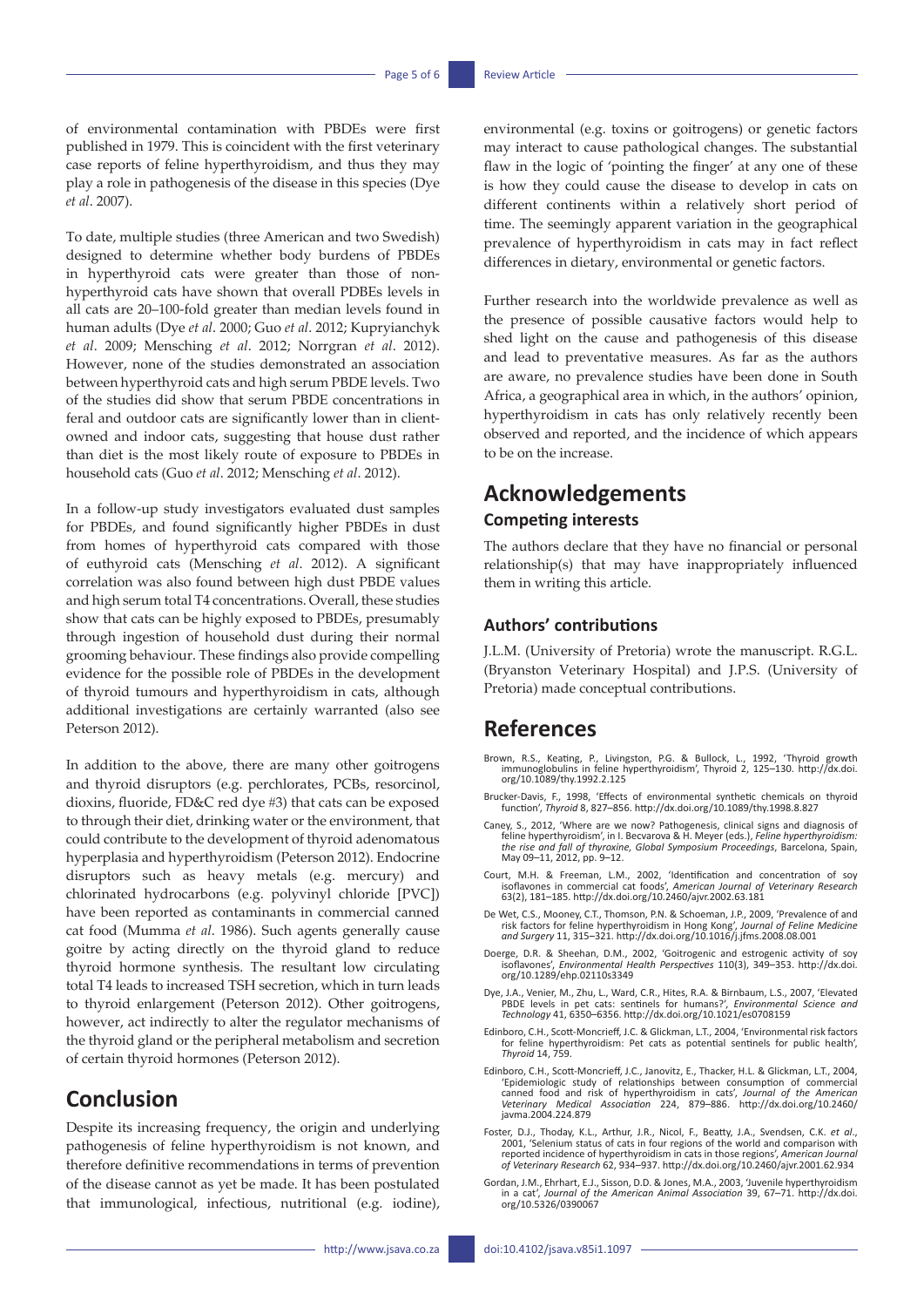of environmental contamination with PBDEs were first published in 1979. This is coincident with the first veterinary case reports of feline hyperthyroidism, and thus they may play a role in pathogenesis of the disease in this species (Dye *et al*. 2007).

To date, multiple studies (three American and two Swedish) designed to determine whether body burdens of PBDEs in hyperthyroid cats were greater than those of non-hyperthyroid cats have shown that overall PDBEs levels in all cats are 20–100-fold greater than median levels found in human adults (Dye *et al*. 2000; Guo *et al*. 2012; Kupryianchyk *et al*. 2009; Mensching *et al*. 2012; Norrgran *et al*. 2012). However, none of the studies demonstrated an association between hyperthyroid cats and high serum PBDE levels. Two of the studies did show that serum PBDE concentrations in feral and outdoor cats are significantly lower than in client-owned and indoor cats, suggesting that house dust rather than diet is the most likely route of exposure to PBDEs in household cats (Guo *et al*. 2012; Mensching *et al*. 2012).

In a follow-up study investigators evaluated dust samples for PBDEs, and found significantly higher PBDEs in dust from homes of hyperthyroid cats compared with those of euthyroid cats (Mensching *et al*. 2012). A significant correlation was also found between high dust PBDE values and high serum total T4 concentrations. Overall, these studies show that cats can be highly exposed to PBDEs, presumably through ingestion of household dust during their normal grooming behaviour. These findings also provide compelling evidence for the possible role of PBDEs in the development of thyroid tumours and hyperthyroidism in cats, although additional investigations are certainly warranted (also see Peterson 2012).

In addition to the above, there are many other goitrogens and thyroid disruptors (e.g. perchlorates, PCBs, resorcinol, dioxins, fluoride, FD&C red dye #3) that cats can be exposed to through their diet, drinking water or the environment, that could contribute to the development of thyroid adenomatous hyperplasia and hyperthyroidism (Peterson 2012). Endocrine disruptors such as heavy metals (e.g. mercury) and chlorinated hydrocarbons (e.g. polyvinyl chloride [PVC]) have been reported as contaminants in commercial canned cat food (Mumma *et al*. 1986). Such agents generally cause goitre by acting directly on the thyroid gland to reduce thyroid hormone synthesis. The resultant low circulating total T4 leads to increased TSH secretion, which in turn leads to thyroid enlargement (Peterson 2012). Other goitrogens, however, act indirectly to alter the regulator mechanisms of the thyroid gland or the peripheral metabolism and secretion of certain thyroid hormones (Peterson 2012).

## Conclusion

Despite its increasing frequency, the origin and underlying pathogenesis of feline hyperthyroidism is not known, and therefore definitive recommendations in terms of prevention of the disease cannot as yet be made. It has been postulated that immunological, infectious, nutritional (e.g. iodine), environmental (e.g. toxins or goitrogens) or genetic factors may interact to cause pathological changes. The substantial flaw in the logic of 'pointing the finger' at any one of these is how they could cause the disease to develop in cats on different continents within a relatively short period of time. The seemingly apparent variation in the geographical prevalence of hyperthyroidism in cats may in fact reflect differences in dietary, environmental or genetic factors.

Further research into the worldwide prevalence as well as the presence of possible causative factors would help to shed light on the cause and pathogenesis of this disease and lead to preventative measures. As far as the authors are aware, no prevalence studies have been done in South Africa, a geographical area in which, in the authors' opinion, hyperthyroidism in cats has only relatively recently been observed and reported, and the incidence of which appears to be on the increase.

## Acknowledgements

### Competing interests

The authors declare that they have no financial or personal relationship(s) that may have inappropriately influenced them in writing this article.

### Authors' contributions

J.L.M. (University of Pretoria) wrote the manuscript. R.G.L. (Bryanston Veterinary Hospital) and J.P.S. (University of Pretoria) made conceptual contributions.

## References

Brown, R.S., Keating, P., Livingston, P.G. & Bullock, L., 1992, 'Thyroid growth immunoglobulins in feline hyperthyroidism', Thyroid 2, 125–130. http://dx.doi.org/10.1089/thy.1992.2.125

Brucker-Davis, F., 1998, 'Effects of environmental synthetic chemicals on thyroid function', *Thyroid* 8, 827–856. http://dx.doi.org/10.1089/thy.1998.8.827

Caney, S., 2012, 'Where are we now? Pathogenesis, clinical signs and diagnosis of feline hyperthyroidism', in I. Becvarova & H. Meyer (eds.), *Feline hyperthyroidism: the rise and fall of thyroxine, Global Symposium Proceedings*, Barcelona, Spain, May 09–11, 2012, pp. 9–12.

Court, M.H. & Freeman, L.M., 2002, 'Identification and concentration of soy isoflavones in commercial cat foods', *American Journal of Veterinary Research* 63(2), 181–185. http://dx.doi.org/10.2460/ajvr.2002.63.181

De Wet, C.S., Mooney, C.T., Thomson, P.N. & Schoeman, J.P., 2009, 'Prevalence of and risk factors for feline hyperthyroidism in Hong Kong', *Journal of Feline Medicine and Surgery* 11, 315–321. http://dx.doi.org/10.1016/j.jfms.2008.08.001

Doerge, D.R. & Sheehan, D.M., 2002, 'Goitrogenic and estrogenic activity of soy isoflavones', *Environmental Health Perspectives* 110(3), 349–353. http://dx.doi.org/10.1289/ehp.02110s3349

Dye, J.A., Venier, M., Zhu, L., Ward, C.R., Hites, R.A. & Birnbaum, L.S., 2007, 'Elevated PBDE levels in pet cats: sentinels for humans?', *Environmental Science and Technology* 41, 6350–6356. http://dx.doi.org/10.1021/es0708159

Edinboro, C.H., Scott-Moncrieff, J.C. & Glickman, L.T., 2004, 'Environmental risk factors for feline hyperthyroidism: Pet cats as potential sentinels for public health', *Thyroid* 14, 759.

Edinboro, C.H., Scott-Moncrieff, J.C., Janovitz, E., Thacker, H.L. & Glickman, L.T., 2004, 'Epidemiologic study of relationships between consumption of commercial canned food and risk of hyperthyroidism in cats', *Journal of the American Veterinary Medical Association* 224, 879–886. http://dx.doi.org/10.2460/javma.2004.224.879

Foster, D.J., Thoday, K.L., Arthur, J.R., Nicol, F., Beatty, J.A., Svendsen, C.K. *et al*., 2001, 'Selenium status of cats in four regions of the world and comparison with reported incidence of hyperthyroidism in cats in those regions', *American Journal of Veterinary Research* 62, 934–937. http://dx.doi.org/10.2460/ajvr.2001.62.934

Gordan, J.M., Ehrhart, E.J., Sisson, D.D. & Jones, M.A., 2003, 'Juvenile hyperthyroidism in a cat', *Journal of the American Animal Association* 39, 67–71. http://dx.doi.org/10.5326/0390067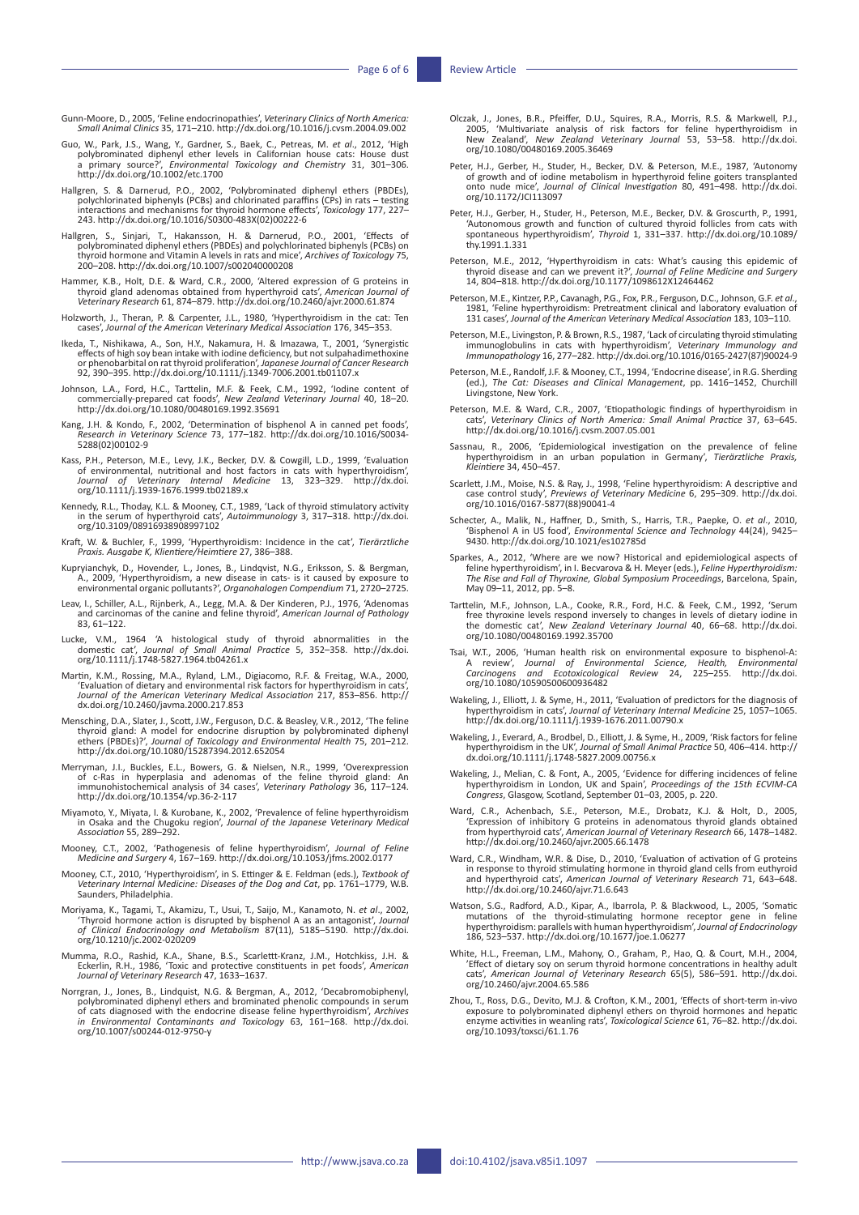Gunn-Moore, D., 2005, 'Feline endocrinopathies', *Veterinary Clinics of North America: Small Animal Clinics* 35, 171–210. http://dx.doi.org/10.1016/j.cvsm.2004.09.002

Guo, W., Park, J.S., Wang, Y., Gardner, S., Baek, C., Petreas, M. *et al*., 2012, 'High polybrominated diphenyl ether levels in Californian house cats: House dust a primary source?', *Environmental Toxicology and Chemistry* 31, 301–306. http://dx.doi.org/10.1002/etc.1700

Hallgren, S. & Darnerud, P.O., 2002, 'Polybrominated diphenyl ethers (PBDEs), polychlorinated biphenyls (PCBs) and chlorinated paraffins (CPs) in rats – testing interactions and mechanisms for thyroid hormone effects', *Toxicology* 177, 227–243. http://dx.doi.org/10.1016/S0300-483X(02)00222-6

Hallgren, S., Sinjari, T., Hakansson, H. & Darnerud, P.O., 2001, 'Effects of polybrominated diphenyl ethers (PBDEs) and polychlorinated biphenyls (PCBs) on thyroid hormone and Vitamin A levels in rats and mice', *Archives of Toxicology* 75, 200–208. http://dx.doi.org/10.1007/s002040000208

Hammer, K.B., Holt, D.E. & Ward, C.R., 2000, 'Altered expression of G proteins in thyroid gland adenomas obtained from hyperthyroid cats', *American Journal of Veterinary Research* 61, 874–879. http://dx.doi.org/10.2460/ajvr.2000.61.874

Holzworth, J., Theran, P. & Carpenter, J.L., 1980, 'Hyperthyroidism in the cat: Ten cases', *Journal of the American Veterinary Medical Association* 176, 345–353.

Ikeda, T., Nishikawa, A., Son, H.Y., Nakamura, H. & Imazawa, T., 2001, 'Synergistic effects of high soy bean intake with iodine deficiency, but not sulpahdimethoxine or phenobarbital on rat thyroid proliferation', *Japanese Journal of Cancer Research* 92, 390–395. http://dx.doi.org/10.1111/j.1349-7006.2001.tb01107.x

Johnson, L.A., Ford, H.C., Tarttelin, M.F. & Feek, C.M., 1992, 'Iodine content of commercially-prepared cat foods', *New Zealand Veterinary Journal* 40, 18–20. http://dx.doi.org/10.1080/00480169.1992.35691

Kang, J.H. & Kondo, F., 2002, 'Determination of bisphenol A in canned pet foods', *Research in Veterinary Science* 73, 177–182. http://dx.doi.org/10.1016/S0034-5288(02)00102-9

Kass, P.H., Peterson, M.E., Levy, J.K., Becker, D.V. & Cowgill, L.D., 1999, 'Evaluation of environmental, nutritional and host factors in cats with hyperthyroidism', *Journal of Veterinary Internal Medicine* 13, 323–329. http://dx.doi.org/10.1111/j.1939-1676.1999.tb02189.x

Kennedy, R.L., Thoday, K.L. & Mooney, C.T., 1989, 'Lack of thyroid stimulatory activity in the serum of hyperthyroid cats', *Autoimmunology* 3, 317–318. http://dx.doi.org/10.3109/08916938908997102

Kraft, W. & Buchler, F., 1999, 'Hyperthyroidism: Incidence in the cat', *Tierärztliche Praxis. Ausgabe K, Klientiere/Heimtiere* 27, 386–388.

Kupryianchyk, D., Hovender, L., Jones, B., Lindqvist, N.G., Eriksson, S. & Bergman, A., 2009, 'Hyperthyroidism, a new disease in cats- is it caused by exposure to environmental organic pollutants?', *Organohalogen Compendium* 71, 2720–2725.

Leav, I., Schiller, A.L., Rijnberk, A., Legg, M.A. & Der Kinderen, P.J., 1976, 'Adenomas and carcinomas of the canine and feline thyroid', *American Journal of Pathology* 83, 61–122.

Lucke, V.M., 1964 'A histological study of thyroid abnormalities in the domestic cat', *Journal of Small Animal Practice* 5, 352–358. http://dx.doi.org/10.1111/j.1748-5827.1964.tb04261.x

Martin, K.M., Rossing, M.A., Ryland, L.M., Digiacomo, R.F. & Freitag, W.A., 2000, 'Evaluation of dietary and environmental risk factors for hyperthyroidism in cats', *Journal of the American Veterinary Medical Association* 217, 853–856. http://dx.doi.org/10.2460/javma.2000.217.853

Mensching, D.A., Slater, J., Scott, J.W., Ferguson, D.C. & Beasley, V.R., 2012, 'The feline thyroid gland: A model for endocrine disruption by polybrominated diphenyl ethers (PBDEs)?', *Journal of Toxicology and Environmental Health* 75, 201–212. http://dx.doi.org/10.1080/15287394.2012.652054

Merryman, J.I., Buckles, E.L., Bowers, G. & Nielsen, N.R., 1999, 'Overexpression of c-Ras in hyperplasia and adenomas of the feline thyroid gland: An immunohistochemical analysis of 34 cases', *Veterinary Pathology* 36, 117–124. http://dx.doi.org/10.1354/vp.36-2-117

Miyamoto, Y., Miyata, I. & Kurobane, K., 2002, 'Prevalence of feline hyperthyroidism in Osaka and the Chugoku region', *Journal of the Japanese Veterinary Medical Association* 55, 289–292.

Mooney, C.T., 2002, 'Pathogenesis of feline hyperthyroidism', *Journal of Feline Medicine and Surgery* 4, 167–169. http://dx.doi.org/10.1053/jfms.2002.0177

Mooney, C.T., 2010, 'Hyperthyroidism', in S. Ettinger & E. Feldman (eds.), *Textbook of Veterinary Internal Medicine: Diseases of the Dog and Cat*, pp. 1761–1779, W.B. Saunders, Philadelphia.

Moriyama, K., Tagami, T., Akamizu, T., Usui, T., Saijo, M., Kanamoto, N. *et al*., 2002, 'Thyroid hormone action is disrupted by bisphenol A as an antagonist', *Journal of Clinical Endocrinology and Metabolism* 87(11), 5185–5190. http://dx.doi.org/10.1210/jc.2002-020209

Mumma, R.O., Rashid, K.A., Shane, B.S., Scarlettt-Kranz, J.M., Hotchkiss, J.H. & Eckerlin, R.H., 1986, 'Toxic and protective constituents in pet foods', *American Journal of Veterinary Research* 47, 1633–1637.

Norrgran, J., Jones, B., Lindquist, N.G. & Bergman, A., 2012, 'Decabromobiphenyl, polybrominated diphenyl ethers and brominated phenolic compounds in serum of cats diagnosed with the endocrine disease feline hyperthyroidism', *Archives in Environmental Contaminants and Toxicology* 63, 161–168. http://dx.doi.org/10.1007/s00244-012-9750-y

Olczak, J., Jones, B.R., Pfeiffer, D.U., Squires, R.A., Morris, R.S. & Markwell, P.J., 2005, 'Multivariate analysis of risk factors for feline hyperthyroidism in New Zealand', *New Zealand Veterinary Journal* 53, 53–58. http://dx.doi.org/10.1080/00480169.2005.36469

Peter, H.J., Gerber, H., Studer, H., Becker, D.V. & Peterson, M.E., 1987, 'Autonomy of growth and of iodine metabolism in hyperthyroid feline goiters transplanted onto nude mice', *Journal of Clinical Investigation* 80, 491–498. http://dx.doi.org/10.1172/JCI113097

Peter, H.J., Gerber, H., Studer, H., Peterson, M.E., Becker, D.V. & Groscurth, P., 1991, 'Autonomous growth and function of cultured thyroid follicles from cats with spontaneous hyperthyroidism', *Thyroid* 1, 331–337. http://dx.doi.org/10.1089/thy.1991.1.331

Peterson, M.E., 2012, 'Hyperthyroidism in cats: What's causing this epidemic of thyroid disease and can we prevent it?', *Journal of Feline Medicine and Surgery* 14, 804–818. http://dx.doi.org/10.1177/1098612X12464462

Peterson, M.E., Kintzer, P.P., Cavanagh, P.G., Fox, P.R., Ferguson, D.C., Johnson, G.F. *et al*., 1981, 'Feline hyperthyroidism: Pretreatment clinical and laboratory evaluation of 131 cases', *Journal of the American Veterinary Medical Association* 183, 103–110.

Peterson, M.E., Livingston, P. & Brown, R.S., 1987, 'Lack of circulating thyroid stimulating immunoglobulins in cats with hyperthyroidism', *Veterinary Immunology and Immunopathology* 16, 277–282. http://dx.doi.org/10.1016/0165-2427(87)90024-9

Peterson, M.E., Randolf, J.F. & Mooney, C.T., 1994, 'Endocrine disease', in R.G. Sherding (ed.), *The Cat: Diseases and Clinical Management*, pp. 1416–1452, Churchill Livingstone, New York.

Peterson, M.E. & Ward, C.R., 2007, 'Etiopathologic findings of hyperthyroidism in cats', *Veterinary Clinics of North America: Small Animal Practice* 37, 63–645. http://dx.doi.org/10.1016/j.cvsm.2007.05.001

Sassnau, R., 2006, 'Epidemiological investigation on the prevalence of feline hyperthyroidism in an urban population in Germany', *Tierärztliche Praxis, Kleintiere* 34, 450–457.

Scarlett, J.M., Moise, N.S. & Ray, J., 1998, 'Feline hyperthyroidism: A descriptive and case control study', *Previews of Veterinary Medicine* 6, 295–309. http://dx.doi.org/10.1016/0167-5877(88)90041-4

Schecter, A., Malik, N., Haffner, D., Smith, S., Harris, T.R., Paepke, O. *et al*., 2010, 'Bisphenol A in US food', *Environmental Science and Technology* 44(24), 9425–9430. http://dx.doi.org/10.1021/es102785d

Sparkes, A., 2012, 'Where are we now? Historical and epidemiological aspects of feline hyperthyroidism', in I. Becvarova & H. Meyer (eds.), *Feline Hyperthyroidism: The Rise and Fall of Thyroxine, Global Symposium Proceedings*, Barcelona, Spain, May 09–11, 2012, pp. 5–8.

Tarttelin, M.F., Johnson, L.A., Cooke, R.R., Ford, H.C. & Feek, C.M., 1992, 'Serum free thyroxine levels respond inversely to changes in levels of dietary iodine in the domestic cat', *New Zealand Veterinary Journal* 40, 66–68. http://dx.doi.org/10.1080/00480169.1992.35700

Tsai, W.T., 2006, 'Human health risk on environmental exposure to bisphenol-A: A review', *Journal of Environmental Science, Health, Environmental Carcinogens and Ecotoxicological Review* 24, 225–255. http://dx.doi.org/10.1080/10590500600936482

Wakeling, J., Elliott, J. & Syme, H., 2011, 'Evaluation of predictors for the diagnosis of hyperthyroidism in cats', *Journal of Veterinary Internal Medicine* 25, 1057–1065. http://dx.doi.org/10.1111/j.1939-1676.2011.00790.x

Wakeling, J., Everard, A., Brodbel, D., Elliott, J. & Syme, H., 2009, 'Risk factors for feline hyperthyroidism in the UK', *Journal of Small Animal Practice* 50, 406–414. http://dx.doi.org/10.1111/j.1748-5827.2009.00756.x

Wakeling, J., Melian, C. & Font, A., 2005, 'Evidence for differing incidences of feline hyperthyroidism in London, UK and Spain', *Proceedings of the 15th ECVIM-CA Congress*, Glasgow, Scotland, September 01–03, 2005, p. 220.

Ward, C.R., Achenbach, S.E., Peterson, M.E., Drobatz, K.J. & Holt, D., 2005, 'Expression of inhibitory G proteins in adenomatous thyroid glands obtained from hyperthyroid cats', *American Journal of Veterinary Research* 66, 1478–1482. http://dx.doi.org/10.2460/ajvr.2005.66.1478

Ward, C.R., Windham, W.R. & Dise, D., 2010, 'Evaluation of activation of G proteins in response to thyroid stimulating hormone in thyroid gland cells from euthyroid and hyperthyroid cats', *American Journal of Veterinary Research* 71, 643–648. http://dx.doi.org/10.2460/ajvr.71.6.643

Watson, S.G., Radford, A.D., Kipar, A., Ibarrola, P. & Blackwood, L., 2005, 'Somatic mutations of the thyroid-stimulating hormone receptor gene in feline hyperthyroidism: parallels with human hyperthyroidism', *Journal of Endocrinology* 186, 523–537. http://dx.doi.org/10.1677/joe.1.06277

White, H.L., Freeman, L.M., Mahony, O., Graham, P., Hao, Q. & Court, M.H., 2004, 'Effect of dietary soy on serum thyroid hormone concentrations in healthy adult cats', *American Journal of Veterinary Research* 65(5), 586–591. http://dx.doi.org/10.2460/ajvr.2004.65.586

Zhou, T., Ross, D.G., Devito, M.J. & Crofton, K.M., 2001, 'Effects of short-term in-vivo exposure to polybrominated diphenyl ethers on thyroid hormones and hepatic enzyme activities in weanling rats', *Toxicological Science* 61, 76–82. http://dx.doi.org/10.1093/toxsci/61.1.76